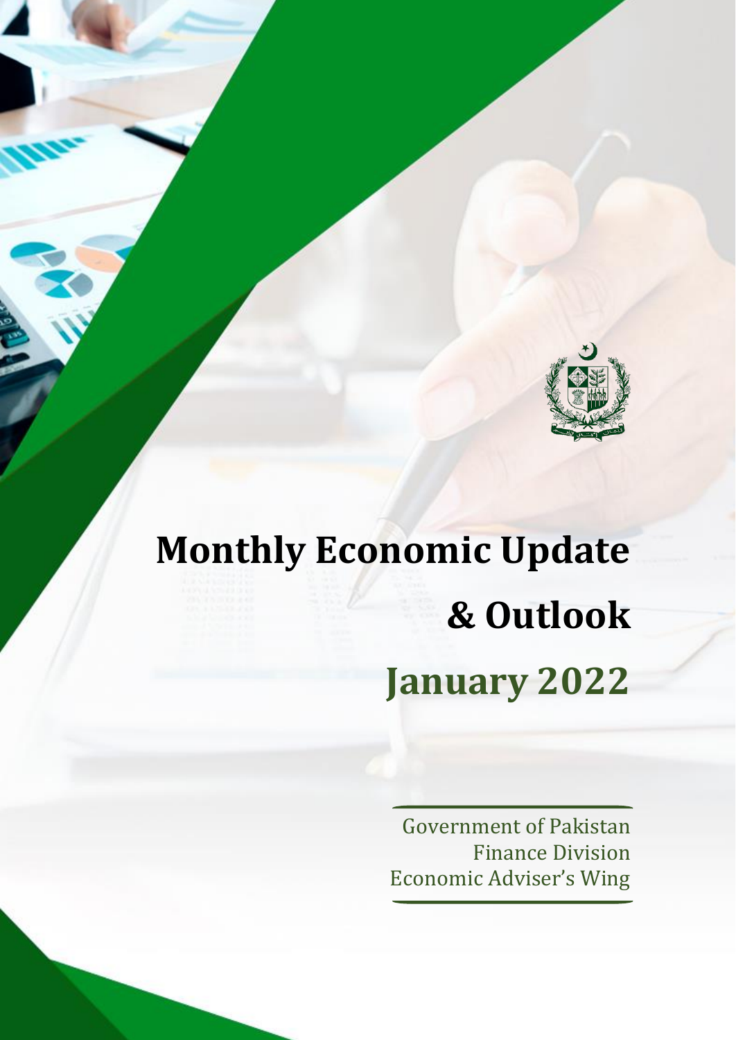# Monthly Economic Update & Outlook

## January 2022

Government of Pakistan
Finance Division
Economic Adviser's Wing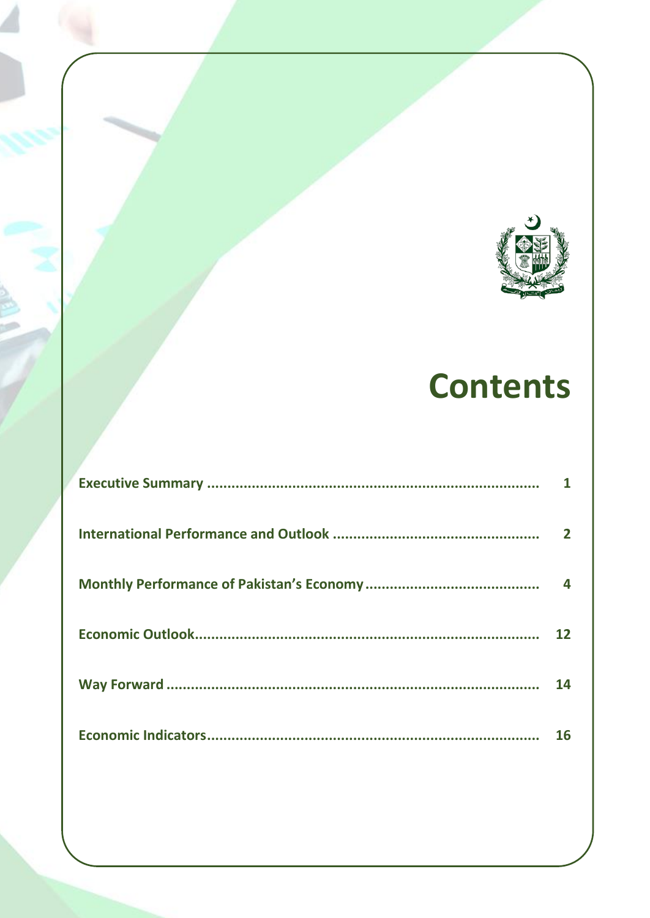# Contents

| | |
|---|---|
| **Executive Summary** | **1** |
| **International Performance and Outlook** | **2** |
| **Monthly Performance of Pakistan's Economy** | **4** |
| **Economic Outlook** | **12** |
| **Way Forward** | **14** |
| **Economic Indicators** | **16** |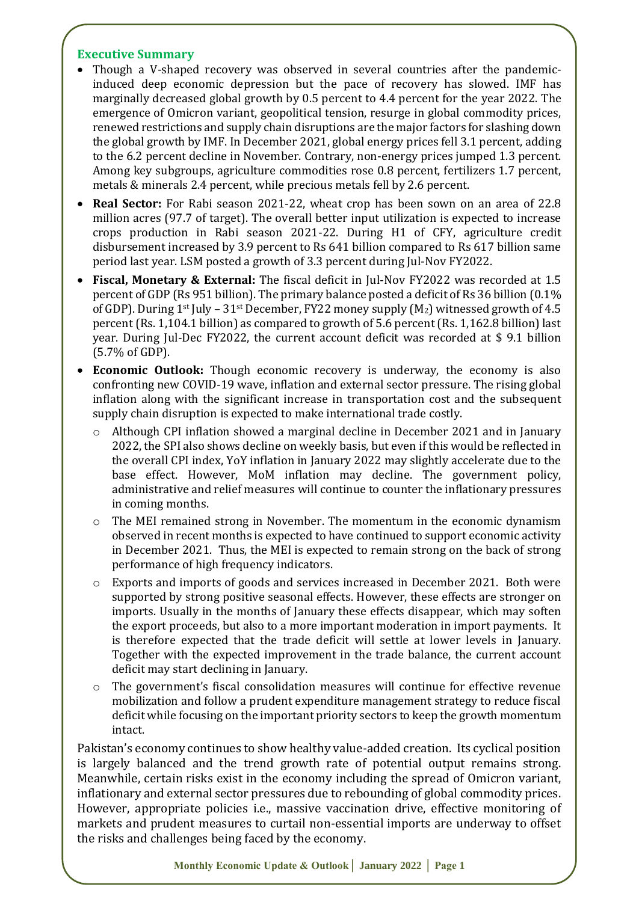## Executive Summary

- Though a V-shaped recovery was observed in several countries after the pandemic-induced deep economic depression but the pace of recovery has slowed. IMF has marginally decreased global growth by 0.5 percent to 4.4 percent for the year 2022. The emergence of Omicron variant, geopolitical tension, resurge in global commodity prices, renewed restrictions and supply chain disruptions are the major factors for slashing down the global growth by IMF. In December 2021, global energy prices fell 3.1 percent, adding to the 6.2 percent decline in November. Contrary, non-energy prices jumped 1.3 percent. Among key subgroups, agriculture commodities rose 0.8 percent, fertilizers 1.7 percent, metals & minerals 2.4 percent, while precious metals fell by 2.6 percent.
- **Real Sector:** For Rabi season 2021-22, wheat crop has been sown on an area of 22.8 million acres (97.7 of target). The overall better input utilization is expected to increase crops production in Rabi season 2021-22. During H1 of CFY, agriculture credit disbursement increased by 3.9 percent to Rs 641 billion compared to Rs 617 billion same period last year. LSM posted a growth of 3.3 percent during Jul-Nov FY2022.
- **Fiscal, Monetary & External:** The fiscal deficit in Jul-Nov FY2022 was recorded at 1.5 percent of GDP (Rs 951 billion). The primary balance posted a deficit of Rs 36 billion (0.1% of GDP). During 1st July – 31st December, FY22 money supply ($M_2$) witnessed growth of 4.5 percent (Rs. 1,104.1 billion) as compared to growth of 5.6 percent (Rs. 1,162.8 billion) last year. During Jul-Dec FY2022, the current account deficit was recorded at $ 9.1 billion (5.7% of GDP).
- **Economic Outlook:** Though economic recovery is underway, the economy is also confronting new COVID-19 wave, inflation and external sector pressure. The rising global inflation along with the significant increase in transportation cost and the subsequent supply chain disruption is expected to make international trade costly.
  - Although CPI inflation showed a marginal decline in December 2021 and in January 2022, the SPI also shows decline on weekly basis, but even if this would be reflected in the overall CPI index, YoY inflation in January 2022 may slightly accelerate due to the base effect. However, MoM inflation may decline. The government policy, administrative and relief measures will continue to counter the inflationary pressures in coming months.
  - The MEI remained strong in November. The momentum in the economic dynamism observed in recent months is expected to have continued to support economic activity in December 2021. Thus, the MEI is expected to remain strong on the back of strong performance of high frequency indicators.
  - Exports and imports of goods and services increased in December 2021. Both were supported by strong positive seasonal effects. However, these effects are stronger on imports. Usually in the months of January these effects disappear, which may soften the export proceeds, but also to a more important moderation in import payments. It is therefore expected that the trade deficit will settle at lower levels in January. Together with the expected improvement in the trade balance, the current account deficit may start declining in January.
  - The government's fiscal consolidation measures will continue for effective revenue mobilization and follow a prudent expenditure management strategy to reduce fiscal deficit while focusing on the important priority sectors to keep the growth momentum intact.

Pakistan's economy continues to show healthy value-added creation. Its cyclical position is largely balanced and the trend growth rate of potential output remains strong. Meanwhile, certain risks exist in the economy including the spread of Omicron variant, inflationary and external sector pressures due to rebounding of global commodity prices. However, appropriate policies i.e., massive vaccination drive, effective monitoring of markets and prudent measures to curtail non-essential imports are underway to offset the risks and challenges being faced by the economy.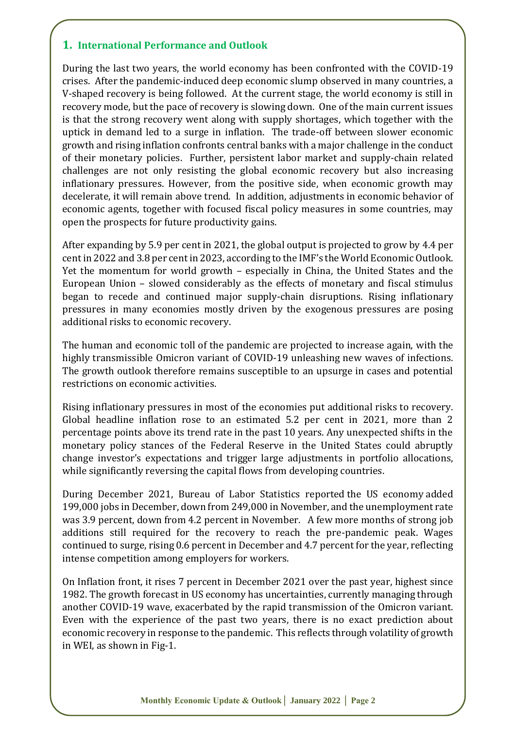## 1. International Performance and Outlook

During the last two years, the world economy has been confronted with the COVID-19 crises. After the pandemic-induced deep economic slump observed in many countries, a V-shaped recovery is being followed. At the current stage, the world economy is still in recovery mode, but the pace of recovery is slowing down. One of the main current issues is that the strong recovery went along with supply shortages, which together with the uptick in demand led to a surge in inflation. The trade-off between slower economic growth and rising inflation confronts central banks with a major challenge in the conduct of their monetary policies. Further, persistent labor market and supply-chain related challenges are not only resisting the global economic recovery but also increasing inflationary pressures. However, from the positive side, when economic growth may decelerate, it will remain above trend. In addition, adjustments in economic behavior of economic agents, together with focused fiscal policy measures in some countries, may open the prospects for future productivity gains.

After expanding by 5.9 per cent in 2021, the global output is projected to grow by 4.4 per cent in 2022 and 3.8 per cent in 2023, according to the IMF's the World Economic Outlook. Yet the momentum for world growth – especially in China, the United States and the European Union – slowed considerably as the effects of monetary and fiscal stimulus began to recede and continued major supply-chain disruptions. Rising inflationary pressures in many economies mostly driven by the exogenous pressures are posing additional risks to economic recovery.

The human and economic toll of the pandemic are projected to increase again, with the highly transmissible Omicron variant of COVID-19 unleashing new waves of infections. The growth outlook therefore remains susceptible to an upsurge in cases and potential restrictions on economic activities.

Rising inflationary pressures in most of the economies put additional risks to recovery. Global headline inflation rose to an estimated 5.2 per cent in 2021, more than 2 percentage points above its trend rate in the past 10 years. Any unexpected shifts in the monetary policy stances of the Federal Reserve in the United States could abruptly change investor's expectations and trigger large adjustments in portfolio allocations, while significantly reversing the capital flows from developing countries.

During December 2021, Bureau of Labor Statistics reported the US economy added 199,000 jobs in December, down from 249,000 in November, and the unemployment rate was 3.9 percent, down from 4.2 percent in November. A few more months of strong job additions still required for the recovery to reach the pre-pandemic peak. Wages continued to surge, rising 0.6 percent in December and 4.7 percent for the year, reflecting intense competition among employers for workers.

On Inflation front, it rises 7 percent in December 2021 over the past year, highest since 1982. The growth forecast in US economy has uncertainties, currently managing through another COVID-19 wave, exacerbated by the rapid transmission of the Omicron variant. Even with the experience of the past two years, there is no exact prediction about economic recovery in response to the pandemic. This reflects through volatility of growth in WEI, as shown in Fig-1.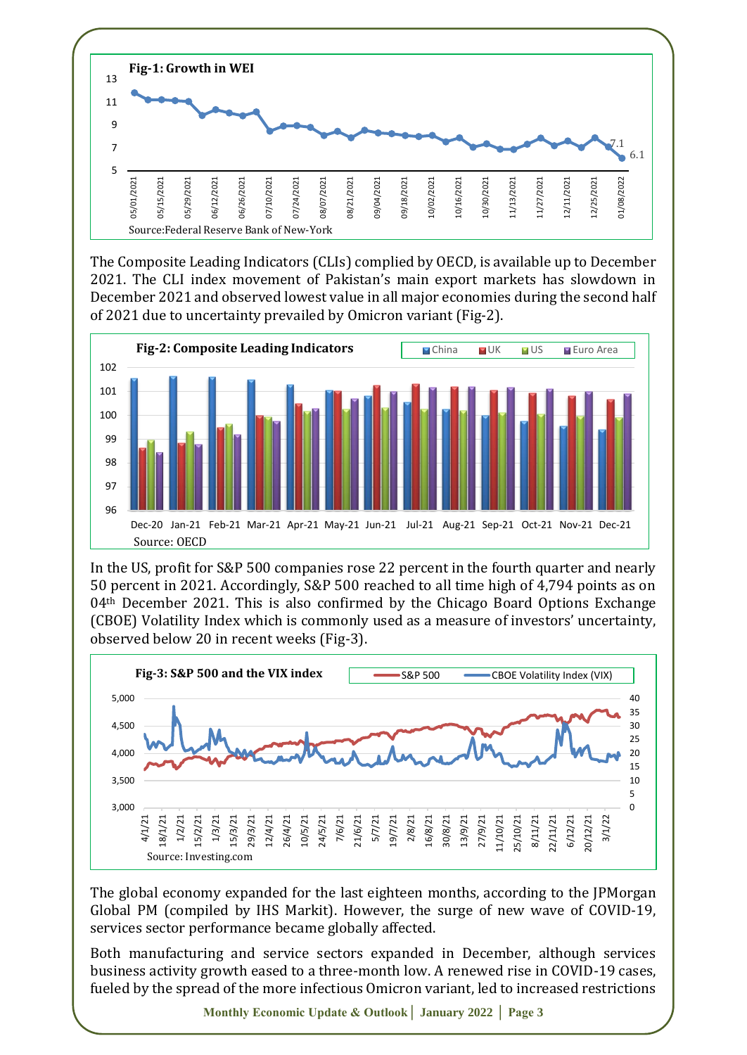**Fig-1: Growth in WEI**

Source:Federal Reserve Bank of New-York

The Composite Leading Indicators (CLIs) complied by OECD, is available up to December 2021. The CLI index movement of Pakistan's main export markets has slowdown in December 2021 and observed lowest value in all major economies during the second half of 2021 due to uncertainty prevailed by Omicron variant (Fig-2).

**Fig-2: Composite Leading Indicators**

Source: OECD

In the US, profit for S&P 500 companies rose 22 percent in the fourth quarter and nearly 50 percent in 2021. Accordingly, S&P 500 reached to all time high of 4,794 points as on 04th December 2021. This is also confirmed by the Chicago Board Options Exchange (CBOE) Volatility Index which is commonly used as a measure of investors' uncertainty, observed below 20 in recent weeks (Fig-3).

**Fig-3: S&P 500 and the VIX index**

Source: Investing.com

The global economy expanded for the last eighteen months, according to the JPMorgan Global PM (compiled by IHS Markit). However, the surge of new wave of COVID-19, services sector performance became globally affected.

Both manufacturing and service sectors expanded in December, although services business activity growth eased to a three-month low. A renewed rise in COVID-19 cases, fueled by the spread of the more infectious Omicron variant, led to increased restrictions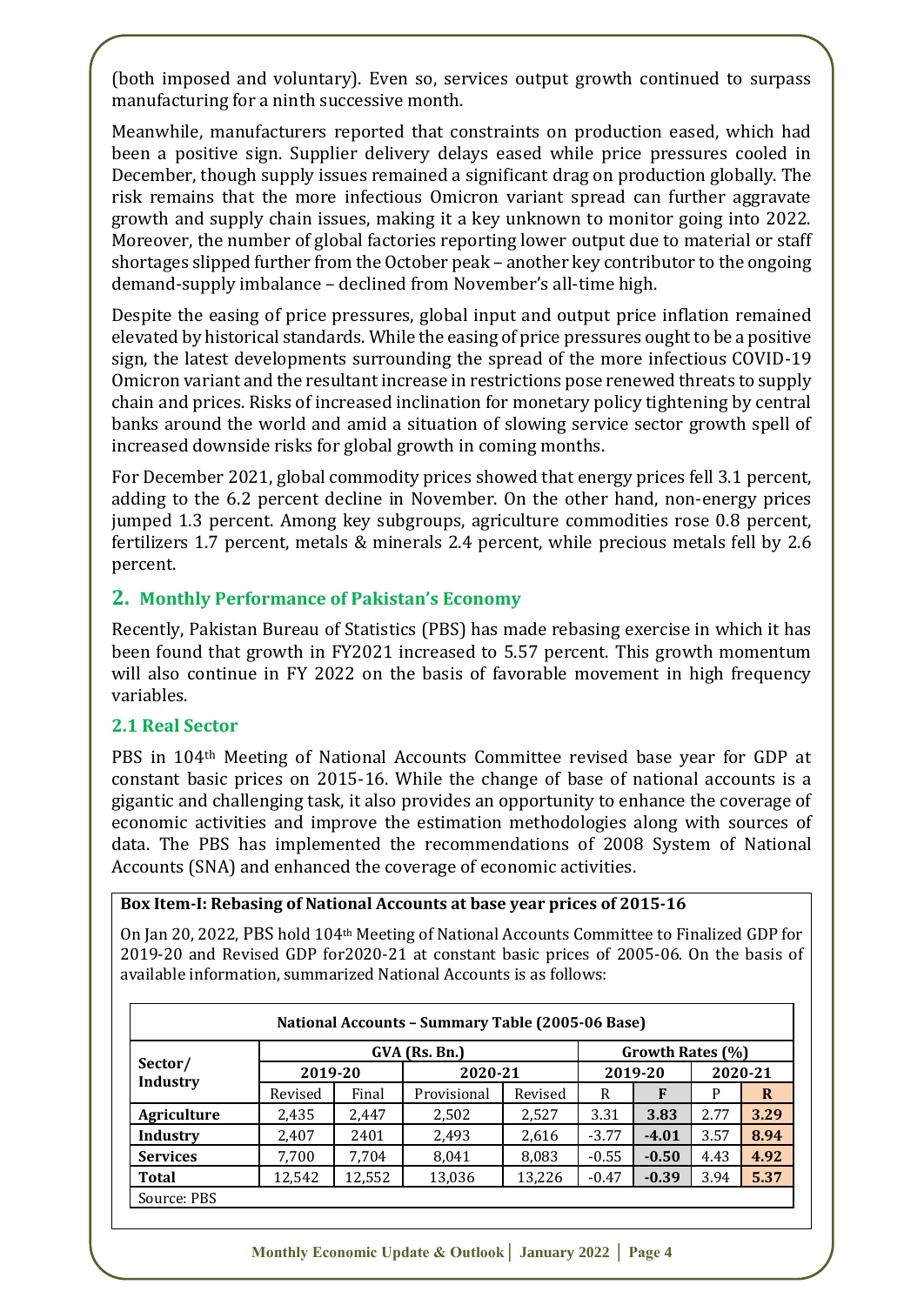(both imposed and voluntary). Even so, services output growth continued to surpass manufacturing for a ninth successive month.

Meanwhile, manufacturers reported that constraints on production eased, which had been a positive sign. Supplier delivery delays eased while price pressures cooled in December, though supply issues remained a significant drag on production globally. The risk remains that the more infectious Omicron variant spread can further aggravate growth and supply chain issues, making it a key unknown to monitor going into 2022. Moreover, the number of global factories reporting lower output due to material or staff shortages slipped further from the October peak – another key contributor to the ongoing demand-supply imbalance – declined from November's all-time high.

Despite the easing of price pressures, global input and output price inflation remained elevated by historical standards. While the easing of price pressures ought to be a positive sign, the latest developments surrounding the spread of the more infectious COVID-19 Omicron variant and the resultant increase in restrictions pose renewed threats to supply chain and prices. Risks of increased inclination for monetary policy tightening by central banks around the world and amid a situation of slowing service sector growth spell of increased downside risks for global growth in coming months.

For December 2021, global commodity prices showed that energy prices fell 3.1 percent, adding to the 6.2 percent decline in November. On the other hand, non-energy prices jumped 1.3 percent. Among key subgroups, agriculture commodities rose 0.8 percent, fertilizers 1.7 percent, metals & minerals 2.4 percent, while precious metals fell by 2.6 percent.

## 2. Monthly Performance of Pakistan's Economy

Recently, Pakistan Bureau of Statistics (PBS) has made rebasing exercise in which it has been found that growth in FY2021 increased to 5.57 percent. This growth momentum will also continue in FY 2022 on the basis of favorable movement in high frequency variables.

### 2.1 Real Sector

PBS in 104th Meeting of National Accounts Committee revised base year for GDP at constant basic prices on 2015-16. While the change of base of national accounts is a gigantic and challenging task, it also provides an opportunity to enhance the coverage of economic activities and improve the estimation methodologies along with sources of data. The PBS has implemented the recommendations of 2008 System of National Accounts (SNA) and enhanced the coverage of economic activities.

**Box Item-I: Rebasing of National Accounts at base year prices of 2015-16**

On Jan 20, 2022, PBS hold 104th Meeting of National Accounts Committee to Finalized GDP for 2019-20 and Revised GDP for2020-21 at constant basic prices of 2005-06. On the basis of available information, summarized National Accounts is as follows:

**National Accounts – Summary Table (2005-06 Base)**

| Sector/ Industry | GVA (Rs. Bn.) | | | | Growth Rates (%) | | | |
|---|---|---|---|---|---|---|---|---|
| | 2019-20 | | 2020-21 | | 2019-20 | | 2020-21 | |
| | Revised | Final | Provisional | Revised | R | F | P | R |
| **Agriculture** | 2,435 | 2,447 | 2,502 | 2,527 | 3.31 | **3.83** | 2.77 | **3.29** |
| **Industry** | 2,407 | 2401 | 2,493 | 2,616 | -3.77 | **-4.01** | 3.57 | **8.94** |
| **Services** | 7,700 | 7,704 | 8,041 | 8,083 | -0.55 | **-0.50** | 4.43 | **4.92** |
| **Total** | 12,542 | 12,552 | 13,036 | 13,226 | -0.47 | **-0.39** | 3.94 | **5.37** |

Source: PBS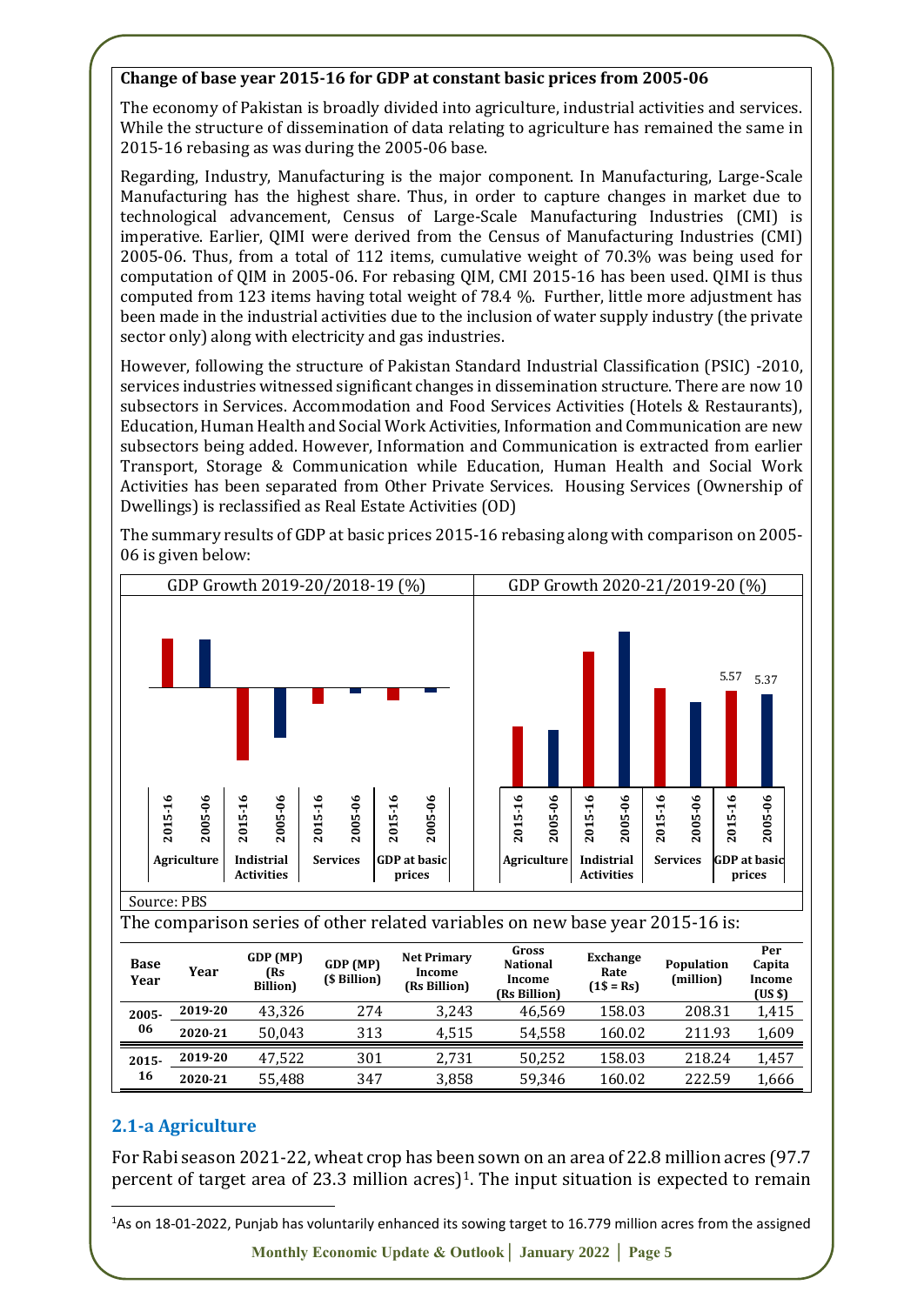**Change of base year 2015-16 for GDP at constant basic prices from 2005-06**

The economy of Pakistan is broadly divided into agriculture, industrial activities and services. While the structure of dissemination of data relating to agriculture has remained the same in 2015-16 rebasing as was during the 2005-06 base.

Regarding, Industry, Manufacturing is the major component. In Manufacturing, Large-Scale Manufacturing has the highest share. Thus, in order to capture changes in market due to technological advancement, Census of Large-Scale Manufacturing Industries (CMI) is imperative. Earlier, QIMI were derived from the Census of Manufacturing Industries (CMI) 2005-06. Thus, from a total of 112 items, cumulative weight of 70.3% was being used for computation of QIM in 2005-06. For rebasing QIM, CMI 2015-16 has been used. QIMI is thus computed from 123 items having total weight of 78.4 %. Further, little more adjustment has been made in the industrial activities due to the inclusion of water supply industry (the private sector only) along with electricity and gas industries.

However, following the structure of Pakistan Standard Industrial Classification (PSIC) -2010, services industries witnessed significant changes in dissemination structure. There are now 10 subsectors in Services. Accommodation and Food Services Activities (Hotels & Restaurants), Education, Human Health and Social Work Activities, Information and Communication are new subsectors being added. However, Information and Communication is extracted from earlier Transport, Storage & Communication while Education, Human Health and Social Work Activities has been separated from Other Private Services. Housing Services (Ownership of Dwellings) is reclassified as Real Estate Activities (OD)

The summary results of GDP at basic prices 2015-16 rebasing along with comparison on 2005-06 is given below:

GDP Growth 2019-20/2018-19 (%) — Agriculture, Indistrial Activities, Services, GDP at basic prices (2015-16 vs 2005-06)

GDP Growth 2020-21/2019-20 (%) — Agriculture, Indistrial Activities, Services, GDP at basic prices (2015-16: 5.57; 2005-06: 5.37)

Source: PBS

The comparison series of other related variables on new base year 2015-16 is:

| Base Year | Year | GDP (MP) (Rs Billion) | GDP (MP) ($ Billion) | Net Primary Income (Rs Billion) | Gross National Income (Rs Billion) | Exchange Rate (1$ = Rs) | Population (million) | Per Capita Income (US $) |
|---|---|---|---|---|---|---|---|---|
| 2005-06 | 2019-20 | 43,326 | 274 | 3,243 | 46,569 | 158.03 | 208.31 | 1,415 |
| | 2020-21 | 50,043 | 313 | 4,515 | 54,558 | 160.02 | 211.93 | 1,609 |
| 2015-16 | 2019-20 | 47,522 | 301 | 2,731 | 50,252 | 158.03 | 218.24 | 1,457 |
| | 2020-21 | 55,488 | 347 | 3,858 | 59,346 | 160.02 | 222.59 | 1,666 |

## 2.1-a Agriculture

For Rabi season 2021-22, wheat crop has been sown on an area of 22.8 million acres (97.7 percent of target area of 23.3 million acres)[1]. The input situation is expected to remain

[1]As on 18-01-2022, Punjab has voluntarily enhanced its sowing target to 16.779 million acres from the assigned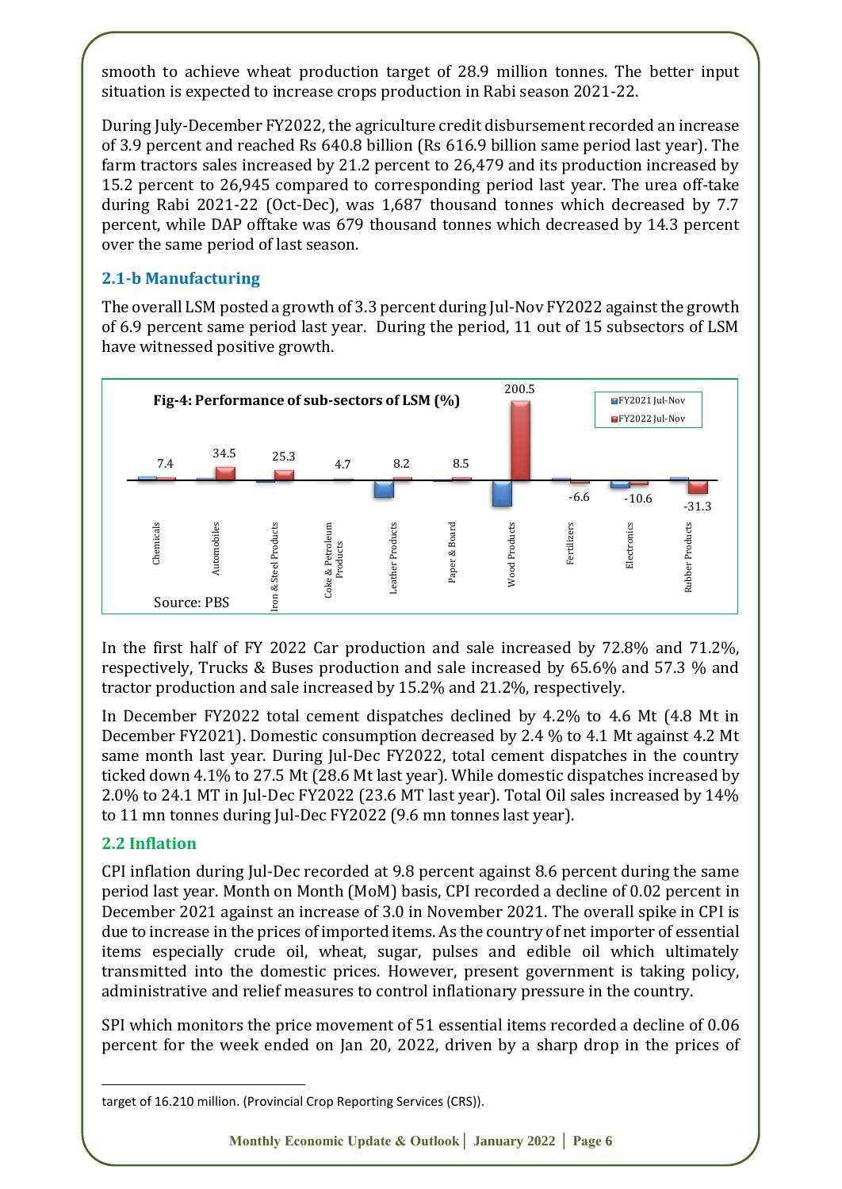smooth to achieve wheat production target of 28.9 million tonnes. The better input situation is expected to increase crops production in Rabi season 2021-22.

During July-December FY2022, the agriculture credit disbursement recorded an increase of 3.9 percent and reached Rs 640.8 billion (Rs 616.9 billion same period last year). The farm tractors sales increased by 21.2 percent to 26,479 and its production increased by 15.2 percent to 26,945 compared to corresponding period last year. The urea off-take during Rabi 2021-22 (Oct-Dec), was 1,687 thousand tonnes which decreased by 7.7 percent, while DAP offtake was 679 thousand tonnes which decreased by 14.3 percent over the same period of last season.

### 2.1-b Manufacturing

The overall LSM posted a growth of 3.3 percent during Jul-Nov FY2022 against the growth of 6.9 percent same period last year. During the period, 11 out of 15 subsectors of LSM have witnessed positive growth.

**Fig-4: Performance of sub-sectors of LSM (%)**

| Sub-sector | FY2022 Jul-Nov |
|---|---|
| Chemicals | 7.4 |
| Automobiles | 34.5 |
| Iron & Steel Products | 25.3 |
| Coke & Petroleum Products | 4.7 |
| Leather Products | 8.2 |
| Paper & Board | 8.5 |
| Wood Products | 200.5 |
| Fertilizers | -6.6 |
| Electronics | -10.6 |
| Rubber Products | -31.3 |

Source: PBS

In the first half of FY 2022 Car production and sale increased by 72.8% and 71.2%, respectively, Trucks & Buses production and sale increased by 65.6% and 57.3 % and tractor production and sale increased by 15.2% and 21.2%, respectively.

In December FY2022 total cement dispatches declined by 4.2% to 4.6 Mt (4.8 Mt in December FY2021). Domestic consumption decreased by 2.4 % to 4.1 Mt against 4.2 Mt same month last year. During Jul-Dec FY2022, total cement dispatches in the country ticked down 4.1% to 27.5 Mt (28.6 Mt last year). While domestic dispatches increased by 2.0% to 24.1 MT in Jul-Dec FY2022 (23.6 MT last year). Total Oil sales increased by 14% to 11 mn tonnes during Jul-Dec FY2022 (9.6 mn tonnes last year).

## 2.2 Inflation

CPI inflation during Jul-Dec recorded at 9.8 percent against 8.6 percent during the same period last year. Month on Month (MoM) basis, CPI recorded a decline of 0.02 percent in December 2021 against an increase of 3.0 in November 2021. The overall spike in CPI is due to increase in the prices of imported items. As the country of net importer of essential items especially crude oil, wheat, sugar, pulses and edible oil which ultimately transmitted into the domestic prices. However, present government is taking policy, administrative and relief measures to control inflationary pressure in the country.

SPI which monitors the price movement of 51 essential items recorded a decline of 0.06 percent for the week ended on Jan 20, 2022, driven by a sharp drop in the prices of

target of 16.210 million. (Provincial Crop Reporting Services (CRS)).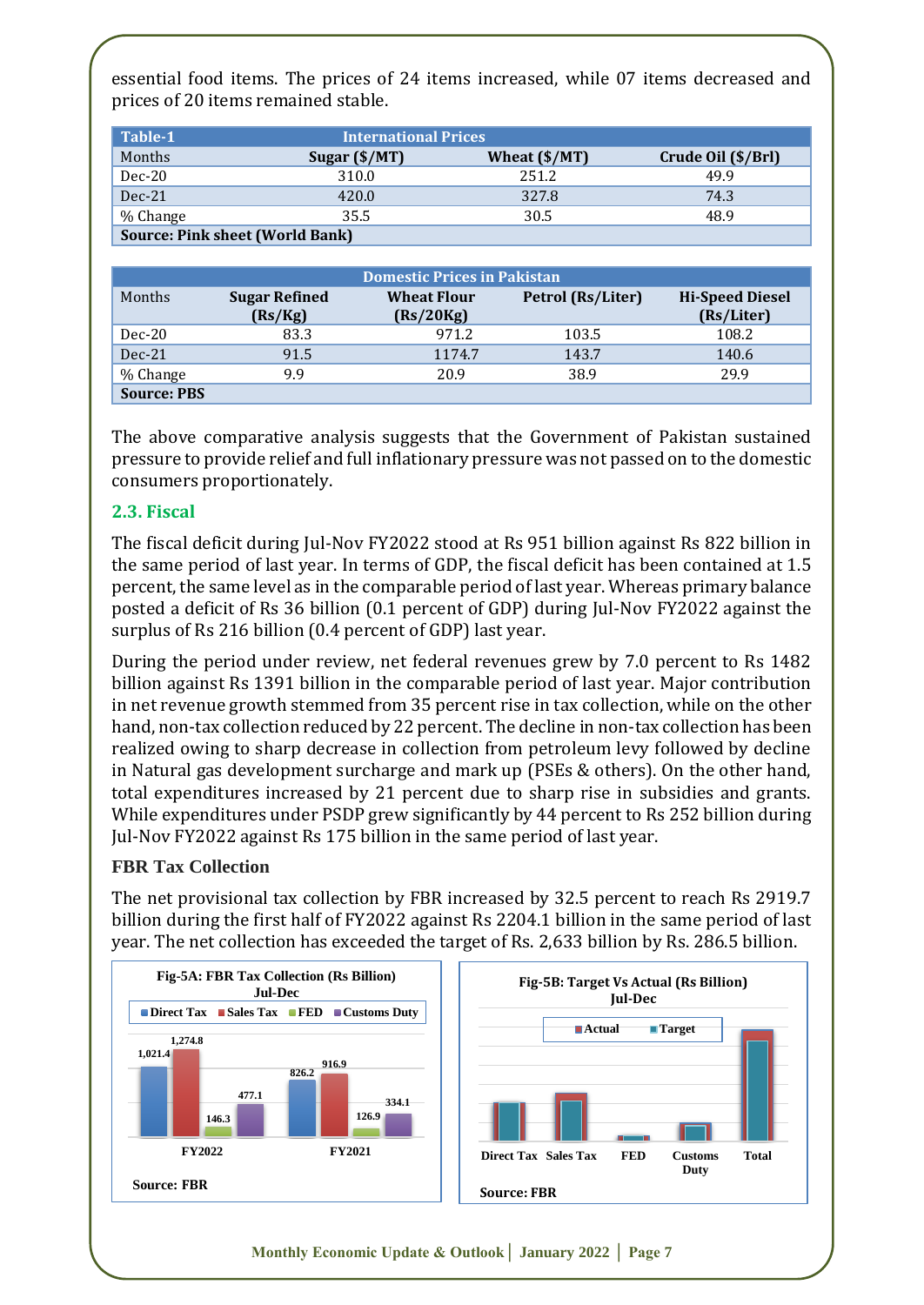essential food items. The prices of 24 items increased, while 07 items decreased and prices of 20 items remained stable.

| Table-1 | International Prices | | |
|---|---|---|---|
| Months | Sugar ($/MT) | Wheat ($/MT) | Crude Oil ($/Brl) |
| Dec-20 | 310.0 | 251.2 | 49.9 |
| Dec-21 | 420.0 | 327.8 | 74.3 |
| % Change | 35.5 | 30.5 | 48.9 |
| **Source: Pink sheet (World Bank)** | | | |

| Domestic Prices in Pakistan | | | | |
|---|---|---|---|---|
| Months | Sugar Refined (Rs/Kg) | Wheat Flour (Rs/20Kg) | Petrol (Rs/Liter) | Hi-Speed Diesel (Rs/Liter) |
| Dec-20 | 83.3 | 971.2 | 103.5 | 108.2 |
| Dec-21 | 91.5 | 1174.7 | 143.7 | 140.6 |
| % Change | 9.9 | 20.9 | 38.9 | 29.9 |
| **Source: PBS** | | | | |

The above comparative analysis suggests that the Government of Pakistan sustained pressure to provide relief and full inflationary pressure was not passed on to the domestic consumers proportionately.

## 2.3. Fiscal

The fiscal deficit during Jul-Nov FY2022 stood at Rs 951 billion against Rs 822 billion in the same period of last year. In terms of GDP, the fiscal deficit has been contained at 1.5 percent, the same level as in the comparable period of last year. Whereas primary balance posted a deficit of Rs 36 billion (0.1 percent of GDP) during Jul-Nov FY2022 against the surplus of Rs 216 billion (0.4 percent of GDP) last year.

During the period under review, net federal revenues grew by 7.0 percent to Rs 1482 billion against Rs 1391 billion in the comparable period of last year. Major contribution in net revenue growth stemmed from 35 percent rise in tax collection, while on the other hand, non-tax collection reduced by 22 percent. The decline in non-tax collection has been realized owing to sharp decrease in collection from petroleum levy followed by decline in Natural gas development surcharge and mark up (PSEs & others). On the other hand, total expenditures increased by 21 percent due to sharp rise in subsidies and grants. While expenditures under PSDP grew significantly by 44 percent to Rs 252 billion during Jul-Nov FY2022 against Rs 175 billion in the same period of last year.

### FBR Tax Collection

The net provisional tax collection by FBR increased by 32.5 percent to reach Rs 2919.7 billion during the first half of FY2022 against Rs 2204.1 billion in the same period of last year. The net collection has exceeded the target of Rs. 2,633 billion by Rs. 286.5 billion.

**Fig-5A: FBR Tax Collection (Rs Billion) Jul-Dec**

| | Direct Tax | Sales Tax | FED | Customs Duty |
|---|---|---|---|---|
| FY2022 | 1,021.4 | 1,274.8 | 146.3 | 477.1 |
| FY2021 | 826.2 | 916.9 | 126.9 | 334.1 |

Source: FBR

**Fig-5B: Target Vs Actual (Rs Billion) Jul-Dec**

Actual, Target — Direct Tax, Sales Tax, FED, Customs Duty, Total

Source: FBR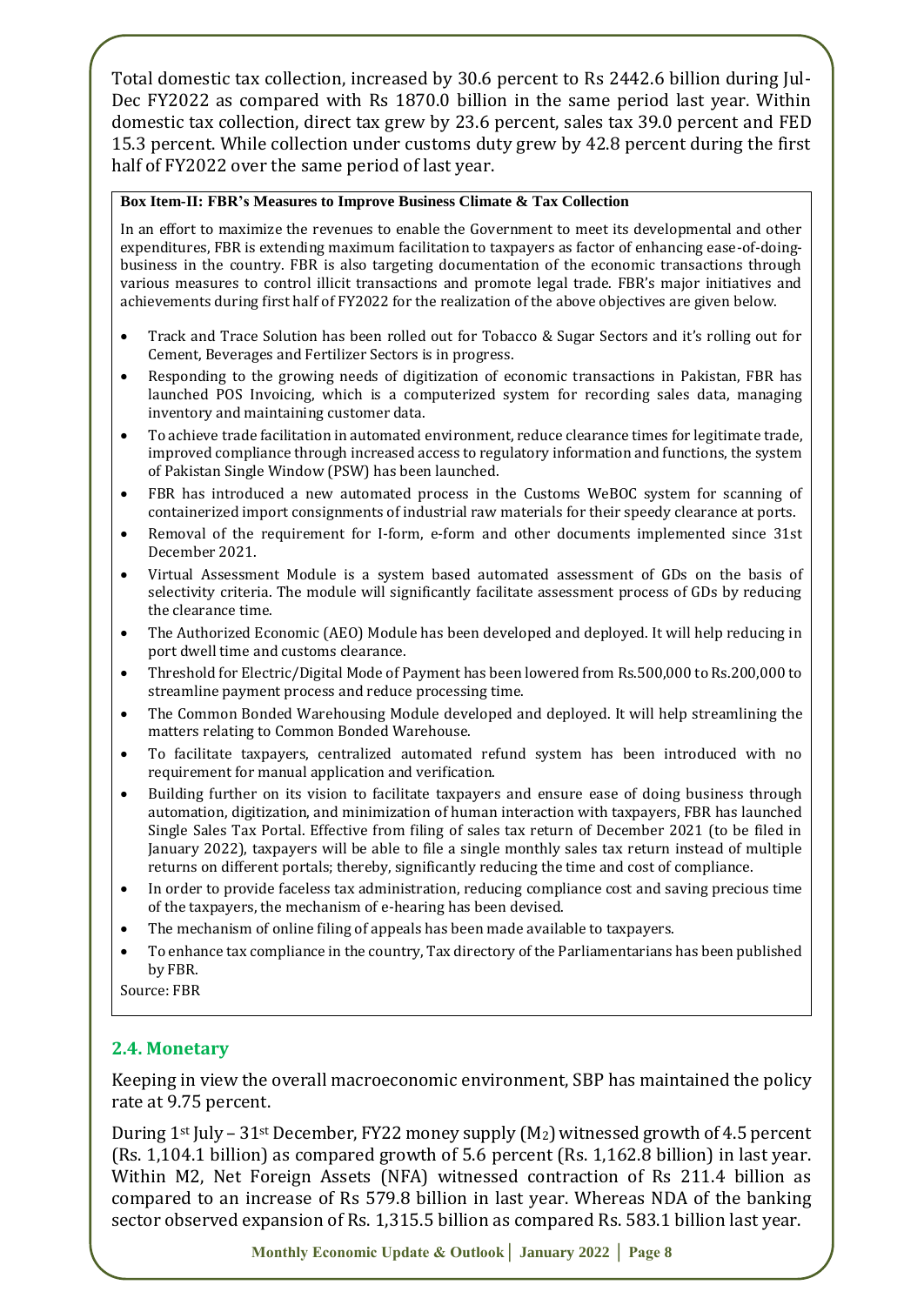Total domestic tax collection, increased by 30.6 percent to Rs 2442.6 billion during Jul-Dec FY2022 as compared with Rs 1870.0 billion in the same period last year. Within domestic tax collection, direct tax grew by 23.6 percent, sales tax 39.0 percent and FED 15.3 percent. While collection under customs duty grew by 42.8 percent during the first half of FY2022 over the same period of last year.

**Box Item-II: FBR's Measures to Improve Business Climate & Tax Collection**

In an effort to maximize the revenues to enable the Government to meet its developmental and other expenditures, FBR is extending maximum facilitation to taxpayers as factor of enhancing ease-of-doing-business in the country. FBR is also targeting documentation of the economic transactions through various measures to control illicit transactions and promote legal trade. FBR's major initiatives and achievements during first half of FY2022 for the realization of the above objectives are given below.

- Track and Trace Solution has been rolled out for Tobacco & Sugar Sectors and it's rolling out for Cement, Beverages and Fertilizer Sectors is in progress.
- Responding to the growing needs of digitization of economic transactions in Pakistan, FBR has launched POS Invoicing, which is a computerized system for recording sales data, managing inventory and maintaining customer data.
- To achieve trade facilitation in automated environment, reduce clearance times for legitimate trade, improved compliance through increased access to regulatory information and functions, the system of Pakistan Single Window (PSW) has been launched.
- FBR has introduced a new automated process in the Customs WeBOC system for scanning of containerized import consignments of industrial raw materials for their speedy clearance at ports.
- Removal of the requirement for I-form, e-form and other documents implemented since 31st December 2021.
- Virtual Assessment Module is a system based automated assessment of GDs on the basis of selectivity criteria. The module will significantly facilitate assessment process of GDs by reducing the clearance time.
- The Authorized Economic (AEO) Module has been developed and deployed. It will help reducing in port dwell time and customs clearance.
- Threshold for Electric/Digital Mode of Payment has been lowered from Rs.500,000 to Rs.200,000 to streamline payment process and reduce processing time.
- The Common Bonded Warehousing Module developed and deployed. It will help streamlining the matters relating to Common Bonded Warehouse.
- To facilitate taxpayers, centralized automated refund system has been introduced with no requirement for manual application and verification.
- Building further on its vision to facilitate taxpayers and ensure ease of doing business through automation, digitization, and minimization of human interaction with taxpayers, FBR has launched Single Sales Tax Portal. Effective from filing of sales tax return of December 2021 (to be filed in January 2022), taxpayers will be able to file a single monthly sales tax return instead of multiple returns on different portals; thereby, significantly reducing the time and cost of compliance.
- In order to provide faceless tax administration, reducing compliance cost and saving precious time of the taxpayers, the mechanism of e-hearing has been devised.
- The mechanism of online filing of appeals has been made available to taxpayers.
- To enhance tax compliance in the country, Tax directory of the Parliamentarians has been published by FBR.

Source: FBR

## 2.4. Monetary

Keeping in view the overall macroeconomic environment, SBP has maintained the policy rate at 9.75 percent.

During 1st July – 31st December, FY22 money supply ($M_2$) witnessed growth of 4.5 percent (Rs. 1,104.1 billion) as compared growth of 5.6 percent (Rs. 1,162.8 billion) in last year. Within M2, Net Foreign Assets (NFA) witnessed contraction of Rs 211.4 billion as compared to an increase of Rs 579.8 billion in last year. Whereas NDA of the banking sector observed expansion of Rs. 1,315.5 billion as compared Rs. 583.1 billion last year.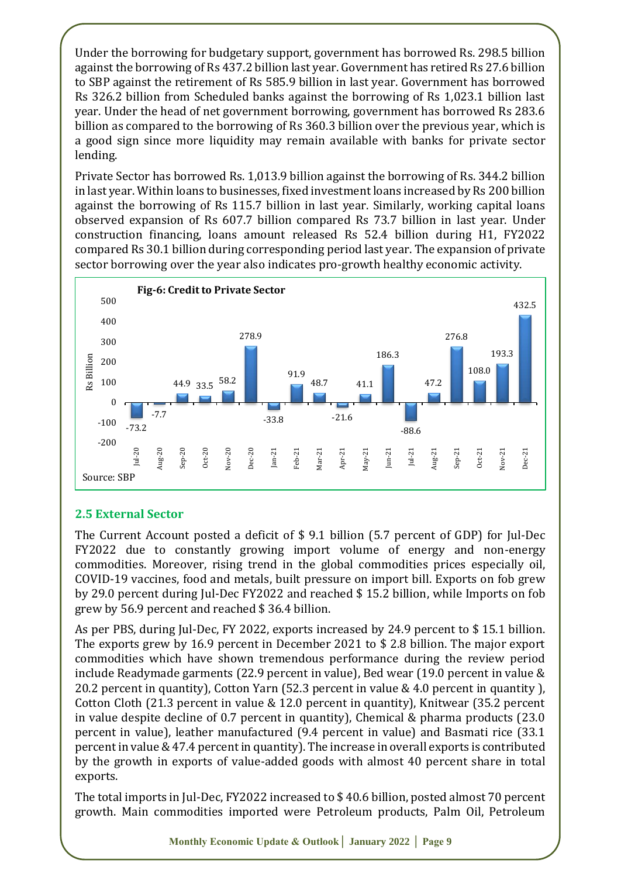Under the borrowing for budgetary support, government has borrowed Rs. 298.5 billion against the borrowing of Rs 437.2 billion last year. Government has retired Rs 27.6 billion to SBP against the retirement of Rs 585.9 billion in last year. Government has borrowed Rs 326.2 billion from Scheduled banks against the borrowing of Rs 1,023.1 billion last year. Under the head of net government borrowing, government has borrowed Rs 283.6 billion as compared to the borrowing of Rs 360.3 billion over the previous year, which is a good sign since more liquidity may remain available with banks for private sector lending.

Private Sector has borrowed Rs. 1,013.9 billion against the borrowing of Rs. 344.2 billion in last year. Within loans to businesses, fixed investment loans increased by Rs 200 billion against the borrowing of Rs 115.7 billion in last year. Similarly, working capital loans observed expansion of Rs 607.7 billion compared Rs 73.7 billion in last year. Under construction financing, loans amount released Rs 52.4 billion during H1, FY2022 compared Rs 30.1 billion during corresponding period last year. The expansion of private sector borrowing over the year also indicates pro-growth healthy economic activity.

**Fig-6: Credit to Private Sector**

| Month | Rs Billion |
|---|---|
| Jul-20 | -73.2 |
| Aug-20 | -7.7 |
| Sep-20 | 44.9 |
| Oct-20 | 33.5 |
| Nov-20 | 58.2 |
| Dec-20 | 278.9 |
| Jan-21 | -33.8 |
| Feb-21 | 91.9 |
| Mar-21 | 48.7 |
| Apr-21 | -21.6 |
| May-21 | 41.1 |
| Jun-21 | 186.3 |
| Jul-21 | -88.6 |
| Aug-21 | 47.2 |
| Sep-21 | 276.8 |
| Oct-21 | 108.0 |
| Nov-21 | 193.3 |
| Dec-21 | 432.5 |

Source: SBP

## 2.5 External Sector

The Current Account posted a deficit of $ 9.1 billion (5.7 percent of GDP) for Jul-Dec FY2022 due to constantly growing import volume of energy and non-energy commodities. Moreover, rising trend in the global commodities prices especially oil, COVID-19 vaccines, food and metals, built pressure on import bill. Exports on fob grew by 29.0 percent during Jul-Dec FY2022 and reached $ 15.2 billion, while Imports on fob grew by 56.9 percent and reached $ 36.4 billion.

As per PBS, during Jul-Dec, FY 2022, exports increased by 24.9 percent to $ 15.1 billion. The exports grew by 16.9 percent in December 2021 to $ 2.8 billion. The major export commodities which have shown tremendous performance during the review period include Readymade garments (22.9 percent in value), Bed wear (19.0 percent in value & 20.2 percent in quantity), Cotton Yarn (52.3 percent in value & 4.0 percent in quantity ), Cotton Cloth (21.3 percent in value & 12.0 percent in quantity), Knitwear (35.2 percent in value despite decline of 0.7 percent in quantity), Chemical & pharma products (23.0 percent in value), leather manufactured (9.4 percent in value) and Basmati rice (33.1 percent in value & 47.4 percent in quantity). The increase in overall exports is contributed by the growth in exports of value-added goods with almost 40 percent share in total exports.

The total imports in Jul-Dec, FY2022 increased to $ 40.6 billion, posted almost 70 percent growth. Main commodities imported were Petroleum products, Palm Oil, Petroleum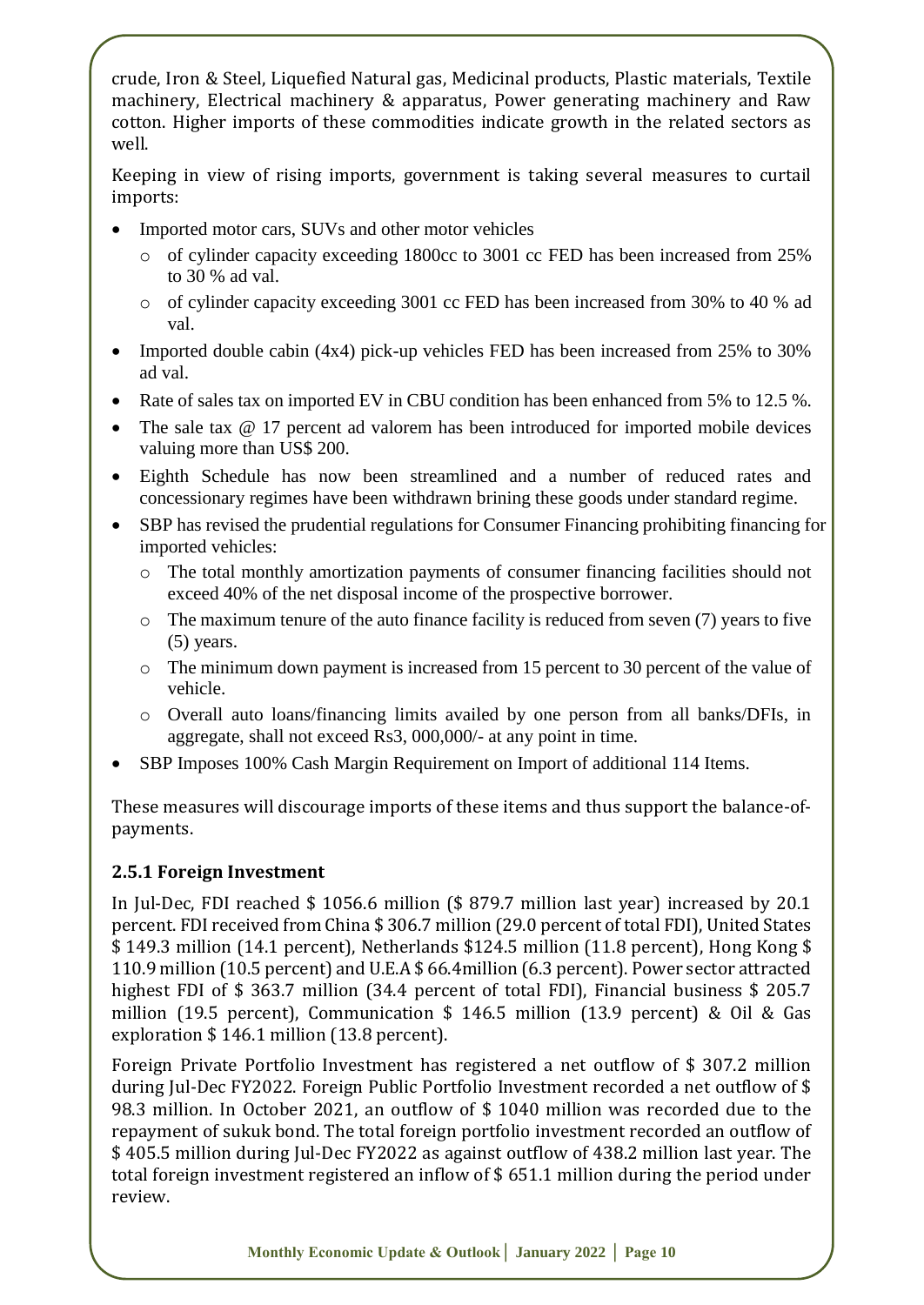crude, Iron & Steel, Liquefied Natural gas, Medicinal products, Plastic materials, Textile machinery, Electrical machinery & apparatus, Power generating machinery and Raw cotton. Higher imports of these commodities indicate growth in the related sectors as well.

Keeping in view of rising imports, government is taking several measures to curtail imports:

- Imported motor cars, SUVs and other motor vehicles
  - of cylinder capacity exceeding 1800cc to 3001 cc FED has been increased from 25% to 30 % ad val.
  - of cylinder capacity exceeding 3001 cc FED has been increased from 30% to 40 % ad val.
- Imported double cabin (4x4) pick-up vehicles FED has been increased from 25% to 30% ad val.
- Rate of sales tax on imported EV in CBU condition has been enhanced from 5% to 12.5 %.
- The sale tax @ 17 percent ad valorem has been introduced for imported mobile devices valuing more than US$ 200.
- Eighth Schedule has now been streamlined and a number of reduced rates and concessionary regimes have been withdrawn brining these goods under standard regime.
- SBP has revised the prudential regulations for Consumer Financing prohibiting financing for imported vehicles:
  - The total monthly amortization payments of consumer financing facilities should not exceed 40% of the net disposal income of the prospective borrower.
  - The maximum tenure of the auto finance facility is reduced from seven (7) years to five (5) years.
  - The minimum down payment is increased from 15 percent to 30 percent of the value of vehicle.
  - Overall auto loans/financing limits availed by one person from all banks/DFIs, in aggregate, shall not exceed Rs3, 000,000/- at any point in time.
- SBP Imposes 100% Cash Margin Requirement on Import of additional 114 Items.

These measures will discourage imports of these items and thus support the balance-of-payments.

### 2.5.1 Foreign Investment

In Jul-Dec, FDI reached $ 1056.6 million ($ 879.7 million last year) increased by 20.1 percent. FDI received from China $ 306.7 million (29.0 percent of total FDI), United States $ 149.3 million (14.1 percent), Netherlands $124.5 million (11.8 percent), Hong Kong $ 110.9 million (10.5 percent) and U.E.A $ 66.4million (6.3 percent). Power sector attracted highest FDI of $ 363.7 million (34.4 percent of total FDI), Financial business $ 205.7 million (19.5 percent), Communication $ 146.5 million (13.9 percent) & Oil & Gas exploration $ 146.1 million (13.8 percent).

Foreign Private Portfolio Investment has registered a net outflow of $ 307.2 million during Jul-Dec FY2022. Foreign Public Portfolio Investment recorded a net outflow of $ 98.3 million. In October 2021, an outflow of $ 1040 million was recorded due to the repayment of sukuk bond. The total foreign portfolio investment recorded an outflow of $ 405.5 million during Jul-Dec FY2022 as against outflow of 438.2 million last year. The total foreign investment registered an inflow of $ 651.1 million during the period under review.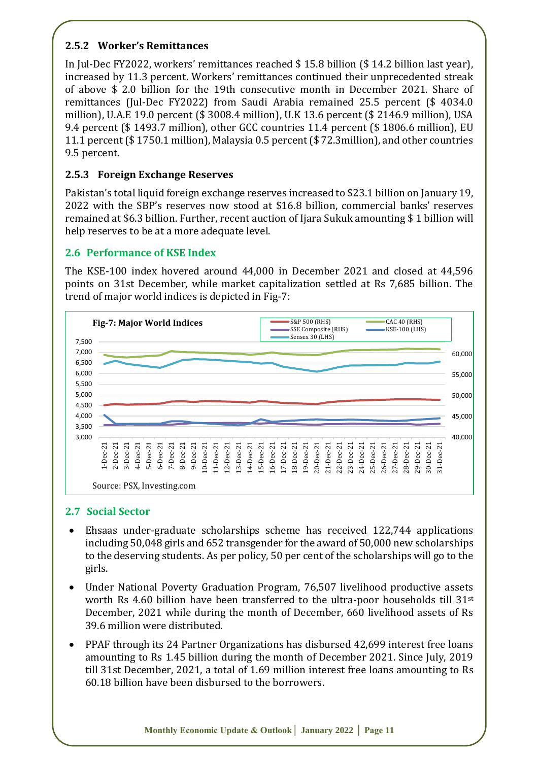### 2.5.2 Worker's Remittances

In Jul-Dec FY2022, workers' remittances reached $ 15.8 billion ($ 14.2 billion last year), increased by 11.3 percent. Workers' remittances continued their unprecedented streak of above $ 2.0 billion for the 19th consecutive month in December 2021. Share of remittances (Jul-Dec FY2022) from Saudi Arabia remained 25.5 percent ($ 4034.0 million), U.A.E 19.0 percent ($ 3008.4 million), U.K 13.6 percent ($ 2146.9 million), USA 9.4 percent ($ 1493.7 million), other GCC countries 11.4 percent ($ 1806.6 million), EU 11.1 percent ($ 1750.1 million), Malaysia 0.5 percent ($ 72.3million), and other countries 9.5 percent.

### 2.5.3 Foreign Exchange Reserves

Pakistan's total liquid foreign exchange reserves increased to $23.1 billion on January 19, 2022 with the SBP's reserves now stood at $16.8 billion, commercial banks' reserves remained at $6.3 billion. Further, recent auction of Ijara Sukuk amounting $ 1 billion will help reserves to be at a more adequate level.

## 2.6 Performance of KSE Index

The KSE-100 index hovered around 44,000 in December 2021 and closed at 44,596 points on 31st December, while market capitalization settled at Rs 7,685 billion. The trend of major world indices is depicted in Fig-7:

**Fig-7: Major World Indices**

Source: PSX, Investing.com

## 2.7 Social Sector

- Ehsaas under-graduate scholarships scheme has received 122,744 applications including 50,048 girls and 652 transgender for the award of 50,000 new scholarships to the deserving students. As per policy, 50 per cent of the scholarships will go to the girls.
- Under National Poverty Graduation Program, 76,507 livelihood productive assets worth Rs 4.60 billion have been transferred to the ultra-poor households till 31st December, 2021 while during the month of December, 660 livelihood assets of Rs 39.6 million were distributed.
- PPAF through its 24 Partner Organizations has disbursed 42,699 interest free loans amounting to Rs 1.45 billion during the month of December 2021. Since July, 2019 till 31st December, 2021, a total of 1.69 million interest free loans amounting to Rs 60.18 billion have been disbursed to the borrowers.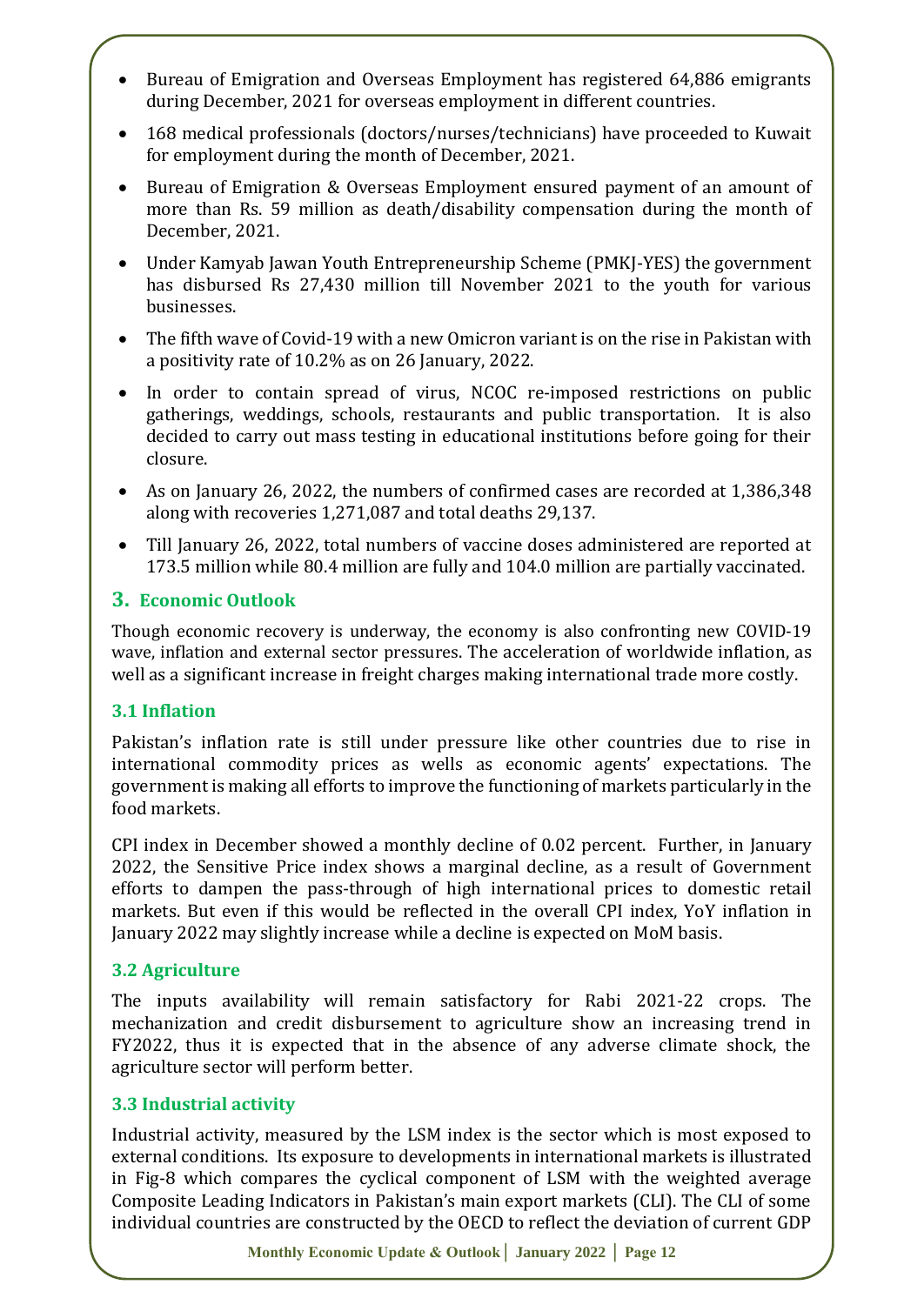- Bureau of Emigration and Overseas Employment has registered 64,886 emigrants during December, 2021 for overseas employment in different countries.
- 168 medical professionals (doctors/nurses/technicians) have proceeded to Kuwait for employment during the month of December, 2021.
- Bureau of Emigration & Overseas Employment ensured payment of an amount of more than Rs. 59 million as death/disability compensation during the month of December, 2021.
- Under Kamyab Jawan Youth Entrepreneurship Scheme (PMKJ-YES) the government has disbursed Rs 27,430 million till November 2021 to the youth for various businesses.
- The fifth wave of Covid-19 with a new Omicron variant is on the rise in Pakistan with a positivity rate of 10.2% as on 26 January, 2022.
- In order to contain spread of virus, NCOC re-imposed restrictions on public gatherings, weddings, schools, restaurants and public transportation. It is also decided to carry out mass testing in educational institutions before going for their closure.
- As on January 26, 2022, the numbers of confirmed cases are recorded at 1,386,348 along with recoveries 1,271,087 and total deaths 29,137.
- Till January 26, 2022, total numbers of vaccine doses administered are reported at 173.5 million while 80.4 million are fully and 104.0 million are partially vaccinated.

## 3. Economic Outlook

Though economic recovery is underway, the economy is also confronting new COVID-19 wave, inflation and external sector pressures. The acceleration of worldwide inflation, as well as a significant increase in freight charges making international trade more costly.

### 3.1 Inflation

Pakistan's inflation rate is still under pressure like other countries due to rise in international commodity prices as wells as economic agents' expectations. The government is making all efforts to improve the functioning of markets particularly in the food markets.

CPI index in December showed a monthly decline of 0.02 percent. Further, in January 2022, the Sensitive Price index shows a marginal decline, as a result of Government efforts to dampen the pass-through of high international prices to domestic retail markets. But even if this would be reflected in the overall CPI index, YoY inflation in January 2022 may slightly increase while a decline is expected on MoM basis.

### 3.2 Agriculture

The inputs availability will remain satisfactory for Rabi 2021-22 crops. The mechanization and credit disbursement to agriculture show an increasing trend in FY2022, thus it is expected that in the absence of any adverse climate shock, the agriculture sector will perform better.

### 3.3 Industrial activity

Industrial activity, measured by the LSM index is the sector which is most exposed to external conditions. Its exposure to developments in international markets is illustrated in Fig-8 which compares the cyclical component of LSM with the weighted average Composite Leading Indicators in Pakistan's main export markets (CLI). The CLI of some individual countries are constructed by the OECD to reflect the deviation of current GDP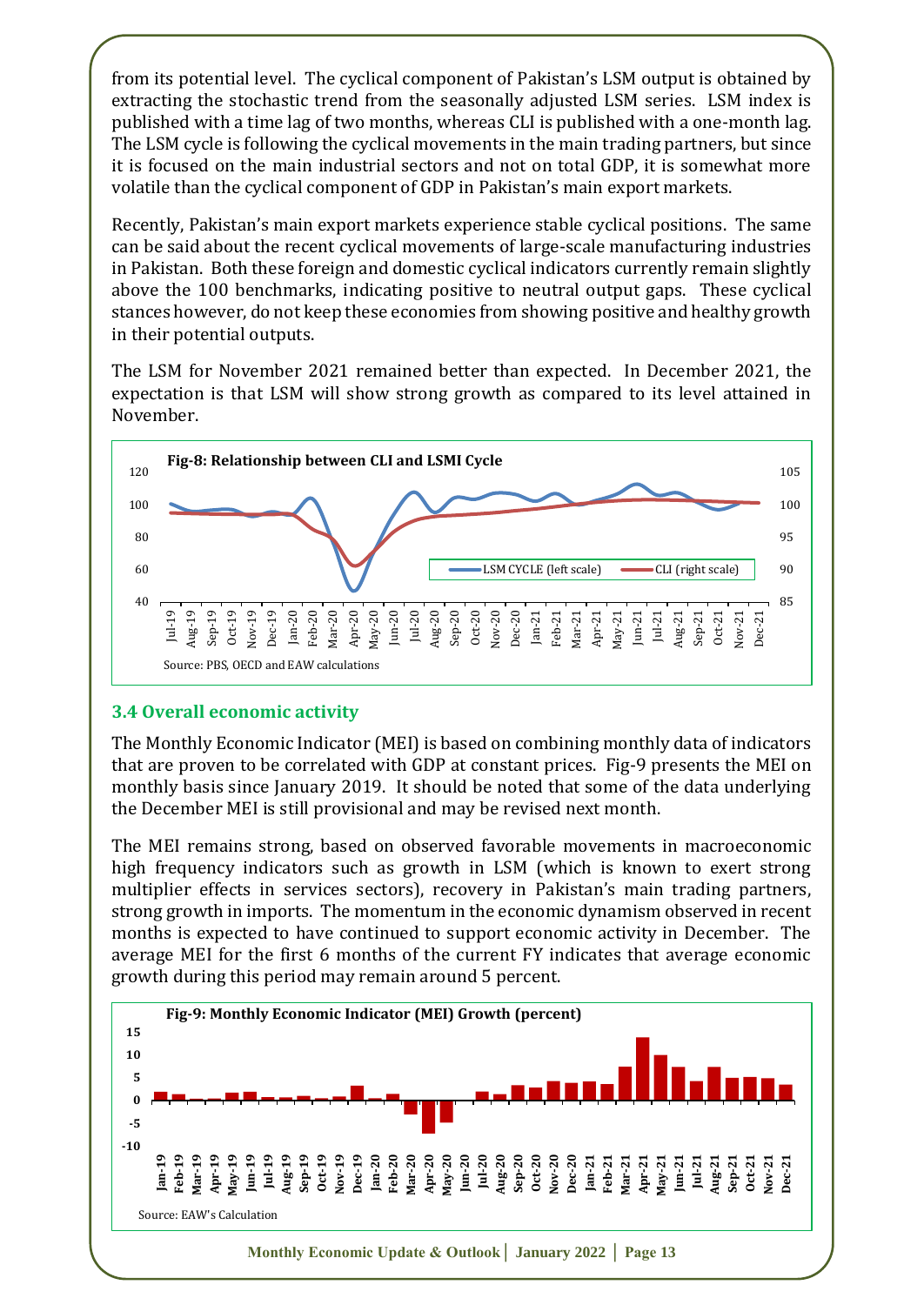from its potential level. The cyclical component of Pakistan's LSM output is obtained by extracting the stochastic trend from the seasonally adjusted LSM series. LSM index is published with a time lag of two months, whereas CLI is published with a one-month lag. The LSM cycle is following the cyclical movements in the main trading partners, but since it is focused on the main industrial sectors and not on total GDP, it is somewhat more volatile than the cyclical component of GDP in Pakistan's main export markets.

Recently, Pakistan's main export markets experience stable cyclical positions. The same can be said about the recent cyclical movements of large-scale manufacturing industries in Pakistan. Both these foreign and domestic cyclical indicators currently remain slightly above the 100 benchmarks, indicating positive to neutral output gaps. These cyclical stances however, do not keep these economies from showing positive and healthy growth in their potential outputs.

The LSM for November 2021 remained better than expected. In December 2021, the expectation is that LSM will show strong growth as compared to its level attained in November.

**Fig-8: Relationship between CLI and LSMI Cycle**

Source: PBS, OECD and EAW calculations

### 3.4 Overall economic activity

The Monthly Economic Indicator (MEI) is based on combining monthly data of indicators that are proven to be correlated with GDP at constant prices. Fig-9 presents the MEI on monthly basis since January 2019. It should be noted that some of the data underlying the December MEI is still provisional and may be revised next month.

The MEI remains strong, based on observed favorable movements in macroeconomic high frequency indicators such as growth in LSM (which is known to exert strong multiplier effects in services sectors), recovery in Pakistan's main trading partners, strong growth in imports. The momentum in the economic dynamism observed in recent months is expected to have continued to support economic activity in December. The average MEI for the first 6 months of the current FY indicates that average economic growth during this period may remain around 5 percent.

**Fig-9: Monthly Economic Indicator (MEI) Growth (percent)**

Source: EAW's Calculation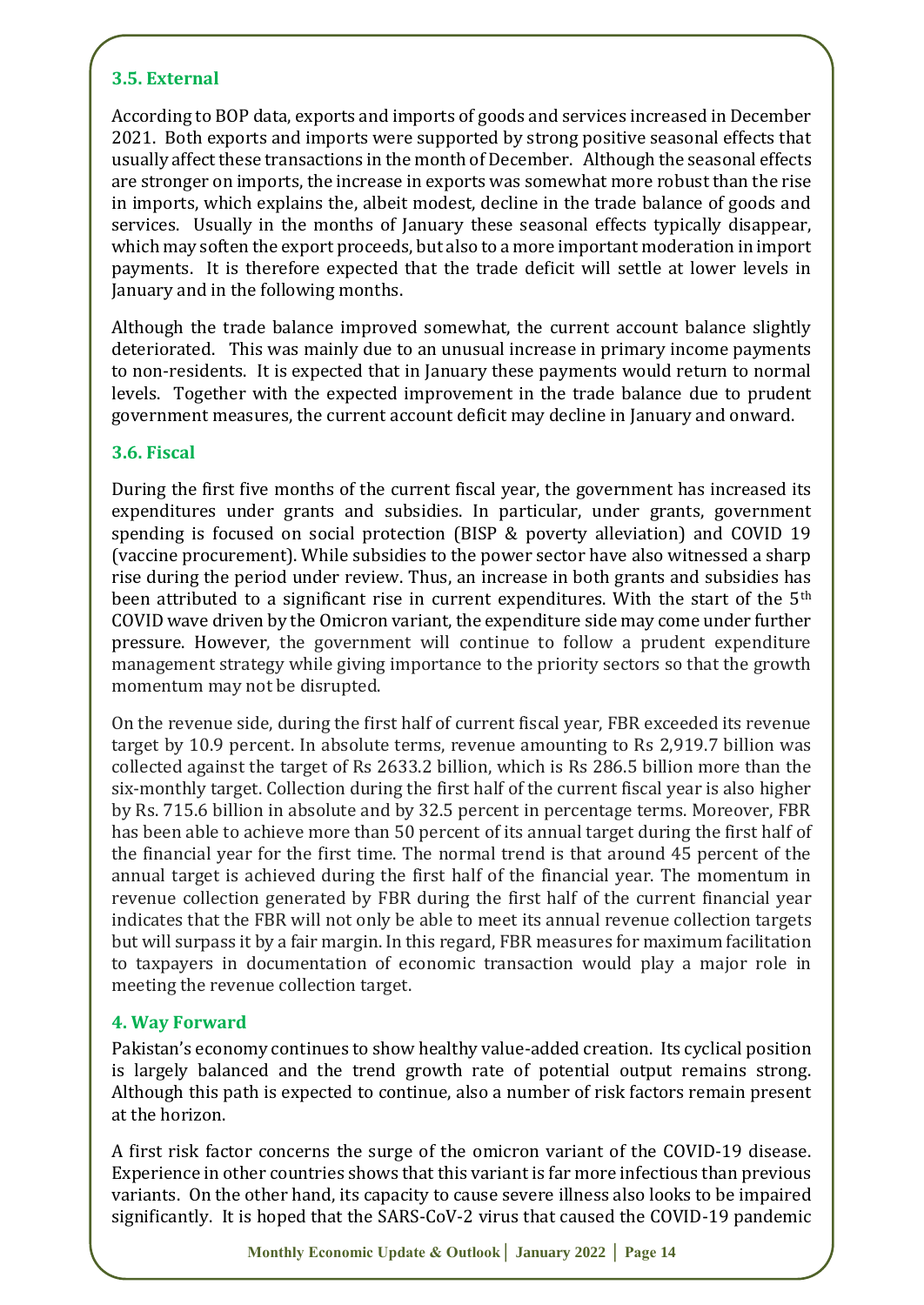### 3.5. External

According to BOP data, exports and imports of goods and services increased in December 2021. Both exports and imports were supported by strong positive seasonal effects that usually affect these transactions in the month of December. Although the seasonal effects are stronger on imports, the increase in exports was somewhat more robust than the rise in imports, which explains the, albeit modest, decline in the trade balance of goods and services. Usually in the months of January these seasonal effects typically disappear, which may soften the export proceeds, but also to a more important moderation in import payments. It is therefore expected that the trade deficit will settle at lower levels in January and in the following months.

Although the trade balance improved somewhat, the current account balance slightly deteriorated. This was mainly due to an unusual increase in primary income payments to non-residents. It is expected that in January these payments would return to normal levels. Together with the expected improvement in the trade balance due to prudent government measures, the current account deficit may decline in January and onward.

### 3.6. Fiscal

During the first five months of the current fiscal year, the government has increased its expenditures under grants and subsidies. In particular, under grants, government spending is focused on social protection (BISP & poverty alleviation) and COVID 19 (vaccine procurement). While subsidies to the power sector have also witnessed a sharp rise during the period under review. Thus, an increase in both grants and subsidies has been attributed to a significant rise in current expenditures. With the start of the 5th COVID wave driven by the Omicron variant, the expenditure side may come under further pressure. However, the government will continue to follow a prudent expenditure management strategy while giving importance to the priority sectors so that the growth momentum may not be disrupted.

On the revenue side, during the first half of current fiscal year, FBR exceeded its revenue target by 10.9 percent. In absolute terms, revenue amounting to Rs 2,919.7 billion was collected against the target of Rs 2633.2 billion, which is Rs 286.5 billion more than the six-monthly target. Collection during the first half of the current fiscal year is also higher by Rs. 715.6 billion in absolute and by 32.5 percent in percentage terms. Moreover, FBR has been able to achieve more than 50 percent of its annual target during the first half of the financial year for the first time. The normal trend is that around 45 percent of the annual target is achieved during the first half of the financial year. The momentum in revenue collection generated by FBR during the first half of the current financial year indicates that the FBR will not only be able to meet its annual revenue collection targets but will surpass it by a fair margin. In this regard, FBR measures for maximum facilitation to taxpayers in documentation of economic transaction would play a major role in meeting the revenue collection target.

## 4. Way Forward

Pakistan's economy continues to show healthy value-added creation. Its cyclical position is largely balanced and the trend growth rate of potential output remains strong. Although this path is expected to continue, also a number of risk factors remain present at the horizon.

A first risk factor concerns the surge of the omicron variant of the COVID-19 disease. Experience in other countries shows that this variant is far more infectious than previous variants. On the other hand, its capacity to cause severe illness also looks to be impaired significantly. It is hoped that the SARS-CoV-2 virus that caused the COVID-19 pandemic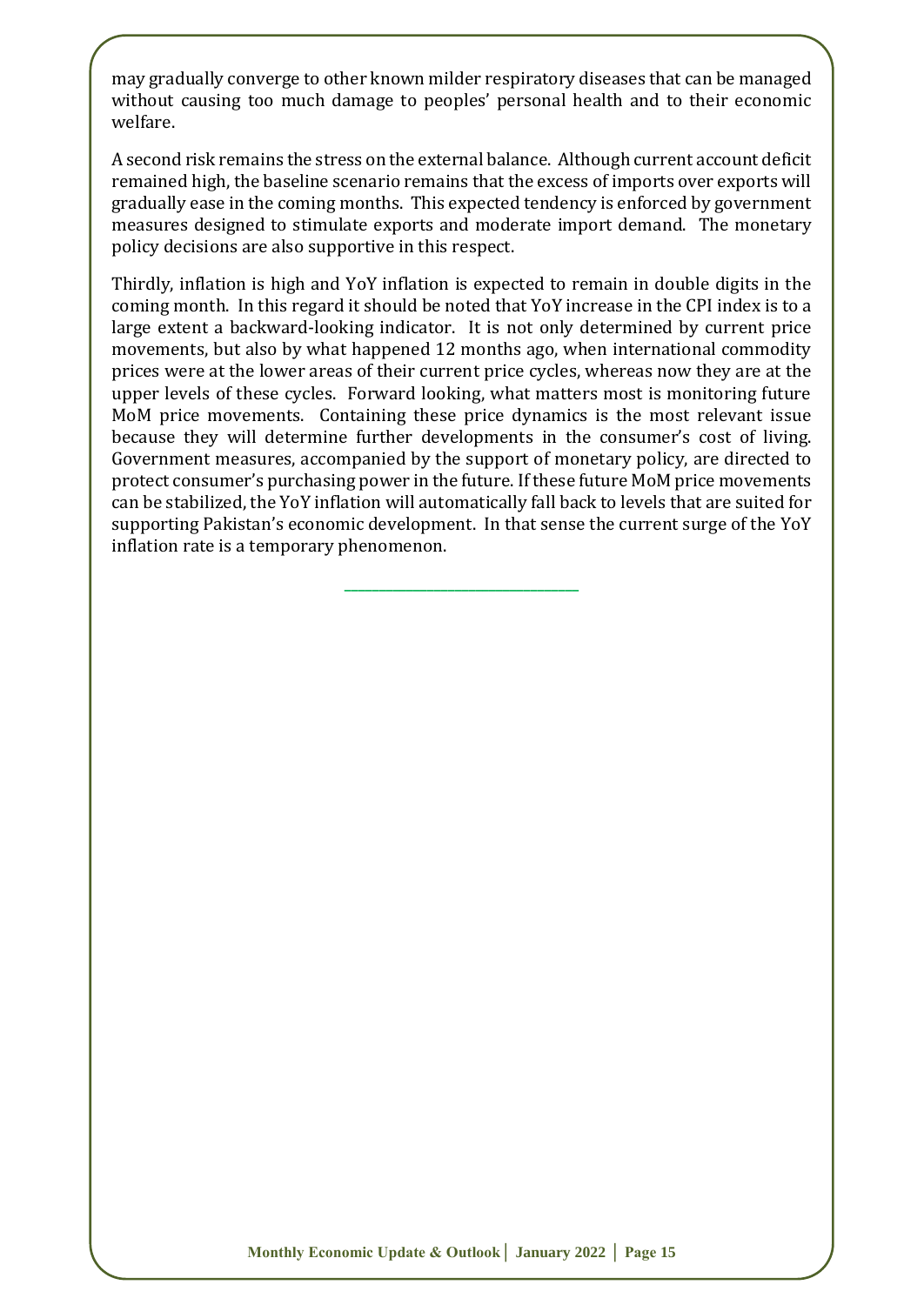may gradually converge to other known milder respiratory diseases that can be managed without causing too much damage to peoples' personal health and to their economic welfare.

A second risk remains the stress on the external balance. Although current account deficit remained high, the baseline scenario remains that the excess of imports over exports will gradually ease in the coming months. This expected tendency is enforced by government measures designed to stimulate exports and moderate import demand. The monetary policy decisions are also supportive in this respect.

Thirdly, inflation is high and YoY inflation is expected to remain in double digits in the coming month. In this regard it should be noted that YoY increase in the CPI index is to a large extent a backward-looking indicator. It is not only determined by current price movements, but also by what happened 12 months ago, when international commodity prices were at the lower areas of their current price cycles, whereas now they are at the upper levels of these cycles. Forward looking, what matters most is monitoring future MoM price movements. Containing these price dynamics is the most relevant issue because they will determine further developments in the consumer's cost of living. Government measures, accompanied by the support of monetary policy, are directed to protect consumer's purchasing power in the future. If these future MoM price movements can be stabilized, the YoY inflation will automatically fall back to levels that are suited for supporting Pakistan's economic development. In that sense the current surge of the YoY inflation rate is a temporary phenomenon.

---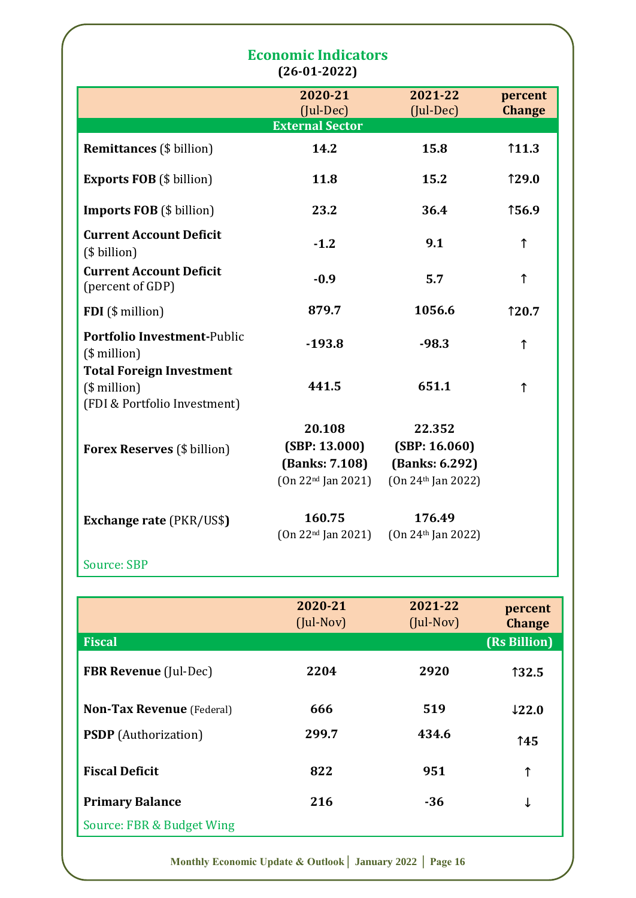## Economic Indicators

**(26-01-2022)**

| | 2020-21 (Jul-Dec) | 2021-22 (Jul-Dec) | percent Change |
|---|---|---|---|
| **External Sector** | | | |
| **Remittances** ($ billion) | 14.2 | 15.8 | ↑11.3 |
| **Exports FOB** ($ billion) | 11.8 | 15.2 | ↑29.0 |
| **Imports FOB** ($ billion) | 23.2 | 36.4 | ↑56.9 |
| **Current Account Deficit** ($ billion) | -1.2 | 9.1 | ↑ |
| **Current Account Deficit** (percent of GDP) | -0.9 | 5.7 | ↑ |
| **FDI** ($ million) | 879.7 | 1056.6 | ↑20.7 |
| **Portfolio Investment-**Public ($ million) | -193.8 | -98.3 | ↑ |
| **Total Foreign Investment** ($ million) (FDI & Portfolio Investment) | 441.5 | 651.1 | ↑ |
| **Forex Reserves** ($ billion) | 20.108 (SBP: 13.000) (Banks: 7.108) (On 22nd Jan 2021) | 22.352 (SBP: 16.060) (Banks: 6.292) (On 24th Jan 2022) | |
| **Exchange rate** (PKR/US$) | 160.75 (On 22nd Jan 2021) | 176.49 (On 24th Jan 2022) | |

Source: SBP

| | 2020-21 (Jul-Nov) | 2021-22 (Jul-Nov) | percent Change |
|---|---|---|---|
| **Fiscal** | | | **(Rs Billion)** |
| **FBR Revenue** (Jul-Dec) | 2204 | 2920 | ↑32.5 |
| **Non-Tax Revenue** (Federal) | 666 | 519 | ↓22.0 |
| **PSDP** (Authorization) | 299.7 | 434.6 | ↑45 |
| **Fiscal Deficit** | 822 | 951 | ↑ |
| **Primary Balance** | 216 | -36 | ↓ |

Source: FBR & Budget Wing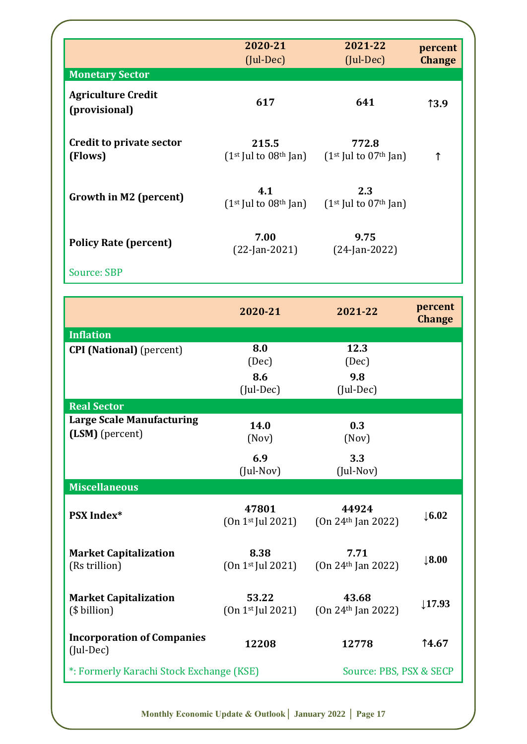| | 2020-21 (Jul-Dec) | 2021-22 (Jul-Dec) | percent Change |
|---|---|---|---|
| **Monetary Sector** | | | |
| **Agriculture Credit (provisional)** | 617 | 641 | ↑3.9 |
| **Credit to private sector (Flows)** | 215.5 (1st Jul to 08th Jan) | 772.8 (1st Jul to 07th Jan) | ↑ |
| **Growth in M2 (percent)** | 4.1 (1st Jul to 08th Jan) | 2.3 (1st Jul to 07th Jan) | |
| **Policy Rate (percent)** | 7.00 (22-Jan-2021) | 9.75 (24-Jan-2022) | |

Source: SBP

| | 2020-21 | 2021-22 | percent Change |
|---|---|---|---|
| **Inflation** | | | |
| **CPI (National)** (percent) | 8.0 (Dec) | 12.3 (Dec) | |
| | 8.6 (Jul-Dec) | 9.8 (Jul-Dec) | |
| **Real Sector** | | | |
| **Large Scale Manufacturing (LSM)** (percent) | 14.0 (Nov) | 0.3 (Nov) | |
| | 6.9 (Jul-Nov) | 3.3 (Jul-Nov) | |
| **Miscellaneous** | | | |
| **PSX Index*** | 47801 (On 1st Jul 2021) | 44924 (On 24th Jan 2022) | ↓6.02 |
| **Market Capitalization** (Rs trillion) | 8.38 (On 1st Jul 2021) | 7.71 (On 24th Jan 2022) | ↓8.00 |
| **Market Capitalization** ($ billion) | 53.22 (On 1st Jul 2021) | 43.68 (On 24th Jan 2022) | ↓17.93 |
| **Incorporation of Companies** (Jul-Dec) | 12208 | 12778 | ↑4.67 |

*: Formerly Karachi Stock Exchange (KSE)

Source: PBS, PSX & SECP